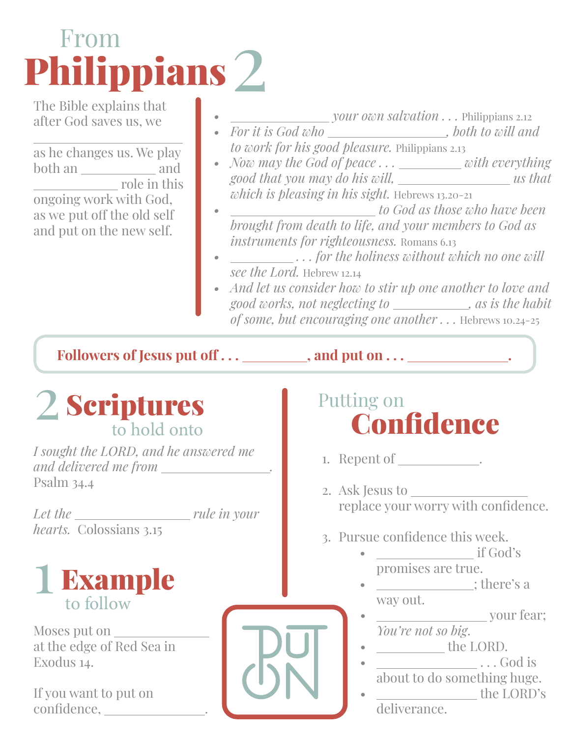# From Philippians 2

The Bible explains that after God saves us, we ________________ as he changes us. We play both an ___________ and ____________ role in this ongoing work with God, as we put off the old self and put on the new self.

- _______________ *your own salvation . . .* Philippians 2.12
- *For it is God who* __________________, *both to will and to work for his good pleasure.* Philippians 2.13
- *Now may the God of peace . . .* _________ *with everything good that you may do his will,* _________________ *us that which is pleasing in his sight.* Hebrews 13.20-21
- _____________________ *to God as those who have been brought from death to life, and your members to God as instruments for righteousness.* Romans 6.13
- _________ *. . . for the holiness without which no one will see the Lord.* Hebrew 12.14
- *And let us consider how to stir up one another to love and good works, not neglecting to* ___________, *as is the habit of some, but encouraging one another . . .* Hebrews 10.24-25

**Followers of Jesus put off . . . _________, and put on . . . ______________.**

## 2 Scriptures to hold onto

*I sought the LORD, and he answered me and delivered me from ________________.*
Psalm 34.4

*Let the _________________ rule in your hearts.* Colossians 3.15

## 1 Example to follow

Moses put on ______________ at the edge of Red Sea in Exodus 14.

If you want to put on confidence, _______________.

## Putting on Confidence

1. Repent of ____________.
2. Ask Jesus to _________________ replace your worry with confidence.
3. Pursue confidence this week.
   - ______________ if God's promises are true.
   - ______________; there's a way out.
   - _________________ your fear; *You're not so big.*
   - __________ the LORD.
   - _______________ . . . God is about to do something huge.
   - _______________ the LORD's deliverance.

PUT ON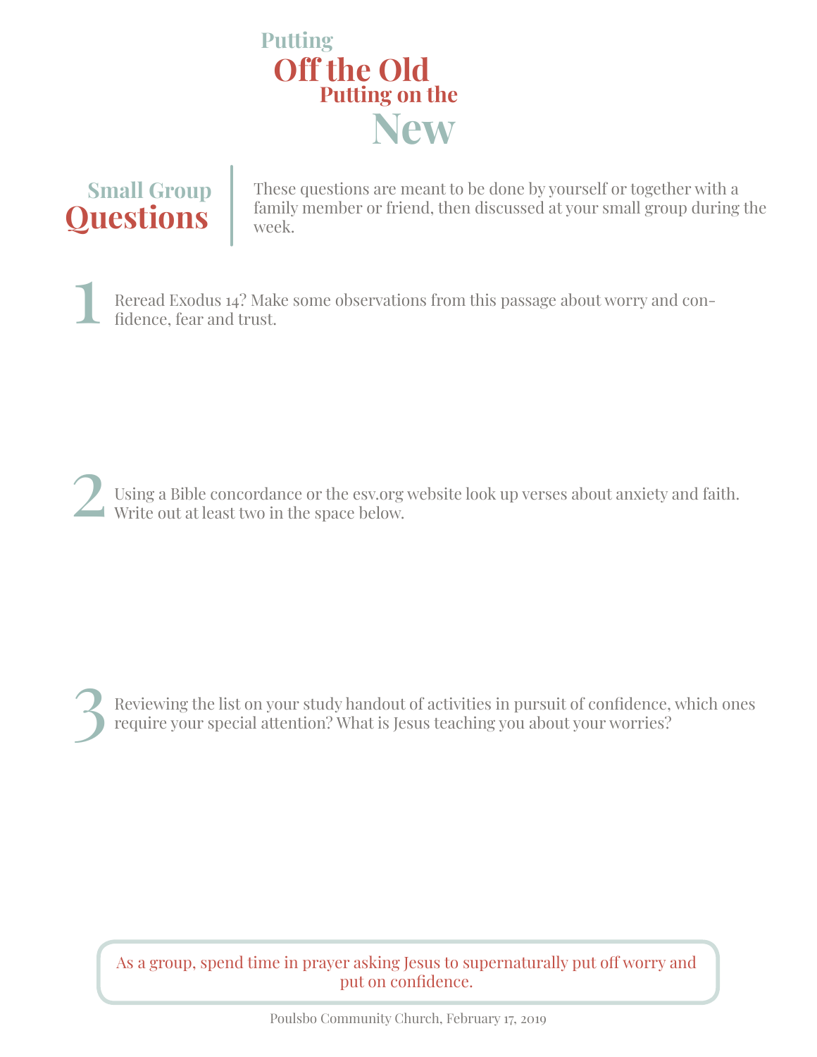# Putting Off the Old Putting on the New

## Small Group Questions

These questions are meant to be done by yourself or together with a family member or friend, then discussed at your small group during the week.

1. Reread Exodus 14? Make some observations from this passage about worry and confidence, fear and trust.

2. Using a Bible concordance or the esv.org website look up verses about anxiety and faith. Write out at least two in the space below.

3. Reviewing the list on your study handout of activities in pursuit of confidence, which ones require your special attention? What is Jesus teaching you about your worries?

As a group, spend time in prayer asking Jesus to supernaturally put off worry and put on confidence.

Poulsbo Community Church, February 17, 2019